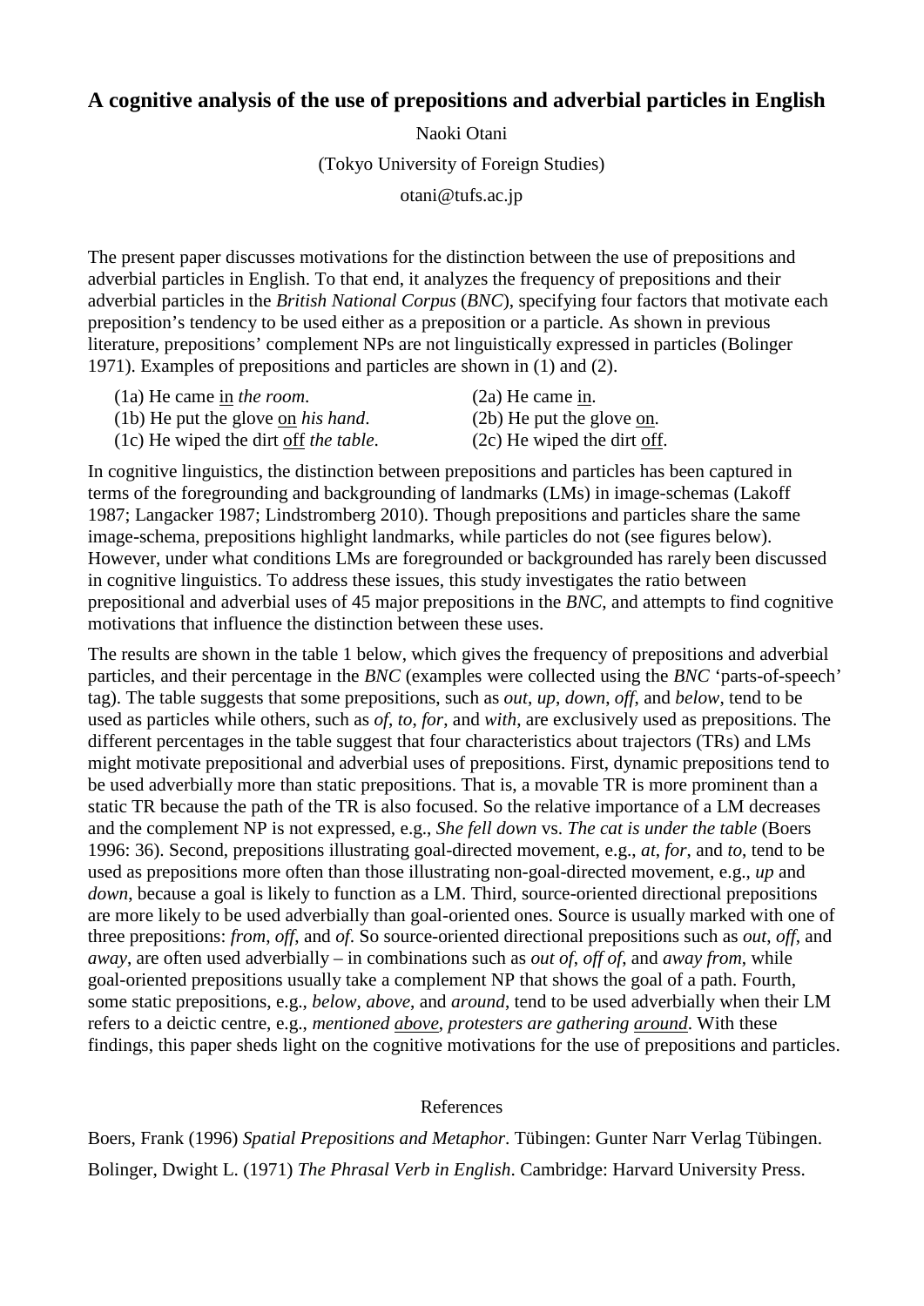# A cognitive analysis of the use of prepositions and adverbial particles in English

Naoki Otani

(Tokyo University of Foreign Studies)

otani@tufs.ac.jp

The present paper discusses motivations for the distinction between the use of prepositions and adverbial particles in English. To that end, it analyzes the frequency of prepositions and their adverbial particles in the *British National Corpus* (*BNC*), specifying four factors that motivate each preposition's tendency to be used either as a preposition or a particle. As shown in previous literature, prepositions' complement NPs are not linguistically expressed in particles (Bolinger 1971). Examples of prepositions and particles are shown in (1) and (2).

(1a) He came <u>in</u> *the room*.
(1b) He put the glove <u>on</u> *his hand*.
(1c) He wiped the dirt <u>off</u> *the table*.

(2a) He came <u>in</u>.
(2b) He put the glove <u>on</u>.
(2c) He wiped the dirt <u>off</u>.

In cognitive linguistics, the distinction between prepositions and particles has been captured in terms of the foregrounding and backgrounding of landmarks (LMs) in image-schemas (Lakoff 1987; Langacker 1987; Lindstromberg 2010). Though prepositions and particles share the same image-schema, prepositions highlight landmarks, while particles do not (see figures below). However, under what conditions LMs are foregrounded or backgrounded has rarely been discussed in cognitive linguistics. To address these issues, this study investigates the ratio between prepositional and adverbial uses of 45 major prepositions in the *BNC*, and attempts to find cognitive motivations that influence the distinction between these uses.

The results are shown in the table 1 below, which gives the frequency of prepositions and adverbial particles, and their percentage in the *BNC* (examples were collected using the *BNC* 'parts-of-speech' tag). The table suggests that some prepositions, such as *out*, *up*, *down*, *off*, and *below*, tend to be used as particles while others, such as *of*, *to*, *for*, and *with*, are exclusively used as prepositions. The different percentages in the table suggest that four characteristics about trajectors (TRs) and LMs might motivate prepositional and adverbial uses of prepositions. First, dynamic prepositions tend to be used adverbially more than static prepositions. That is, a movable TR is more prominent than a static TR because the path of the TR is also focused. So the relative importance of a LM decreases and the complement NP is not expressed, e.g., *She fell down* vs. *The cat is under the table* (Boers 1996: 36). Second, prepositions illustrating goal-directed movement, e.g., *at*, *for*, and *to*, tend to be used as prepositions more often than those illustrating non-goal-directed movement, e.g., *up* and *down*, because a goal is likely to function as a LM. Third, source-oriented directional prepositions are more likely to be used adverbially than goal-oriented ones. Source is usually marked with one of three prepositions: *from*, *off*, and *of*. So source-oriented directional prepositions such as *out*, *off*, and *away*, are often used adverbially – in combinations such as *out of*, *off of*, and *away from*, while goal-oriented prepositions usually take a complement NP that shows the goal of a path. Fourth, some static prepositions, e.g., *below*, *above*, and *around*, tend to be used adverbially when their LM refers to a deictic centre, e.g., *mentioned <u>above</u>*, *protesters are gathering <u>around</u>*. With these findings, this paper sheds light on the cognitive motivations for the use of prepositions and particles.

## References

Boers, Frank (1996) *Spatial Prepositions and Metaphor*. Tübingen: Gunter Narr Verlag Tübingen.

Bolinger, Dwight L. (1971) *The Phrasal Verb in English*. Cambridge: Harvard University Press.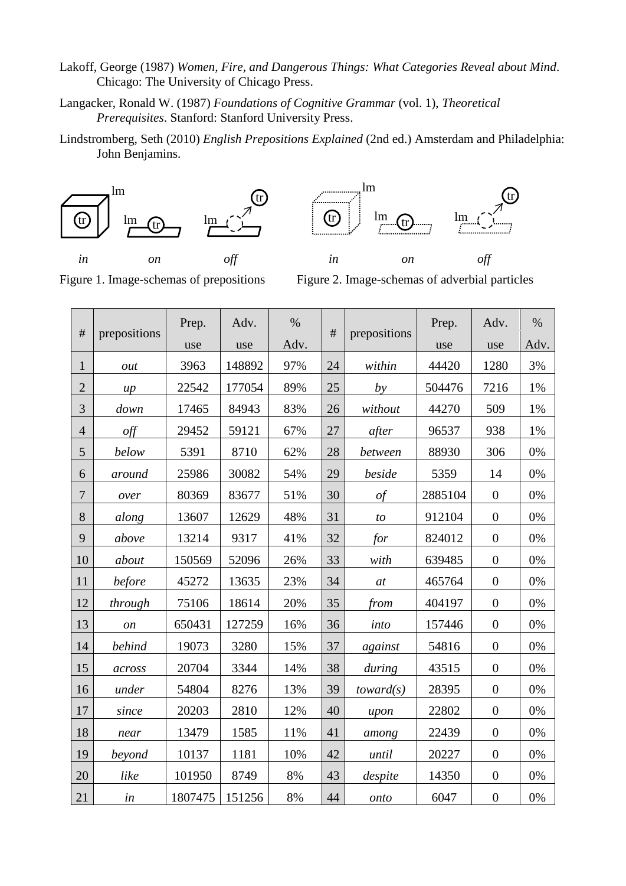Lakoff, George (1987) *Women, Fire, and Dangerous Things: What Categories Reveal about Mind*. Chicago: The University of Chicago Press.

Langacker, Ronald W. (1987) *Foundations of Cognitive Grammar* (vol. 1), *Theoretical Prerequisites*. Stanford: Stanford University Press.

Lindstromberg, Seth (2010) *English Prepositions Explained* (2nd ed.) Amsterdam and Philadelphia: John Benjamins.

Figure 1. Image-schemas of prepositions

Figure 2. Image-schemas of adverbial particles

| # | prepositions | Prep. use | Adv. use | % Adv. | # | prepositions | Prep. use | Adv. use | % Adv. |
|---|---|---|---|---|---|---|---|---|---|
| 1 | *out* | 3963 | 148892 | 97% | 24 | *within* | 44420 | 1280 | 3% |
| 2 | *up* | 22542 | 177054 | 89% | 25 | *by* | 504476 | 7216 | 1% |
| 3 | *down* | 17465 | 84943 | 83% | 26 | *without* | 44270 | 509 | 1% |
| 4 | *off* | 29452 | 59121 | 67% | 27 | *after* | 96537 | 938 | 1% |
| 5 | *below* | 5391 | 8710 | 62% | 28 | *between* | 88930 | 306 | 0% |
| 6 | *around* | 25986 | 30082 | 54% | 29 | *beside* | 5359 | 14 | 0% |
| 7 | *over* | 80369 | 83677 | 51% | 30 | *of* | 2885104 | 0 | 0% |
| 8 | *along* | 13607 | 12629 | 48% | 31 | *to* | 912104 | 0 | 0% |
| 9 | *above* | 13214 | 9317 | 41% | 32 | *for* | 824012 | 0 | 0% |
| 10 | *about* | 150569 | 52096 | 26% | 33 | *with* | 639485 | 0 | 0% |
| 11 | *before* | 45272 | 13635 | 23% | 34 | *at* | 465764 | 0 | 0% |
| 12 | *through* | 75106 | 18614 | 20% | 35 | *from* | 404197 | 0 | 0% |
| 13 | *on* | 650431 | 127259 | 16% | 36 | *into* | 157446 | 0 | 0% |
| 14 | *behind* | 19073 | 3280 | 15% | 37 | *against* | 54816 | 0 | 0% |
| 15 | *across* | 20704 | 3344 | 14% | 38 | *during* | 43515 | 0 | 0% |
| 16 | *under* | 54804 | 8276 | 13% | 39 | *toward(s)* | 28395 | 0 | 0% |
| 17 | *since* | 20203 | 2810 | 12% | 40 | *upon* | 22802 | 0 | 0% |
| 18 | *near* | 13479 | 1585 | 11% | 41 | *among* | 22439 | 0 | 0% |
| 19 | *beyond* | 10137 | 1181 | 10% | 42 | *until* | 20227 | 0 | 0% |
| 20 | *like* | 101950 | 8749 | 8% | 43 | *despite* | 14350 | 0 | 0% |
| 21 | *in* | 1807475 | 151256 | 8% | 44 | *onto* | 6047 | 0 | 0% |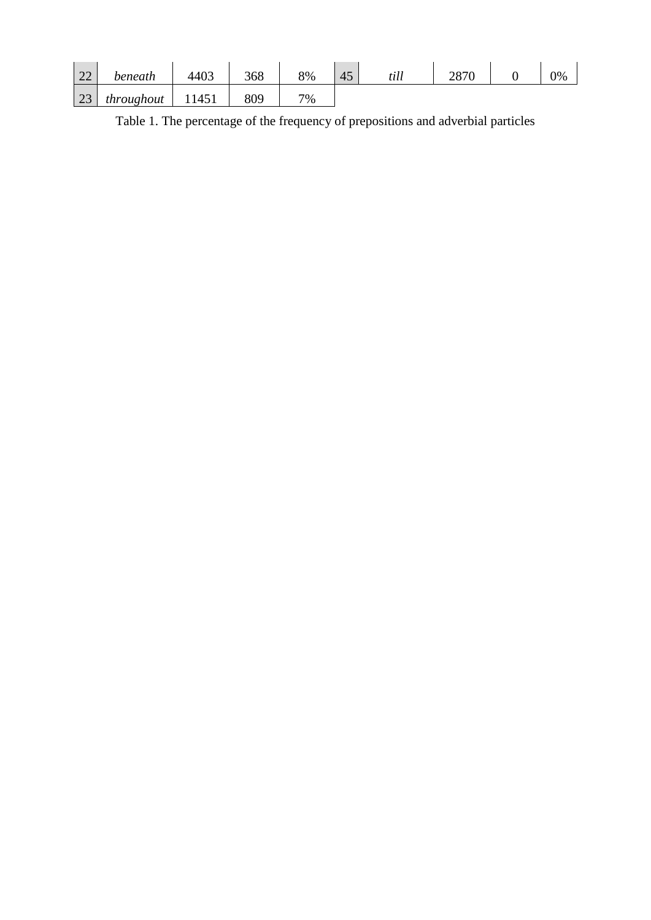| | | | | | | | | | |
|---|---|---|---|---|---|---|---|---|---|
| 22 | *beneath* | 4403 | 368 | 8% | 45 | *till* | 2870 | 0 | 0% |
| 23 | *throughout* | 11451 | 809 | 7% | | | | | |

Table 1. The percentage of the frequency of prepositions and adverbial particles